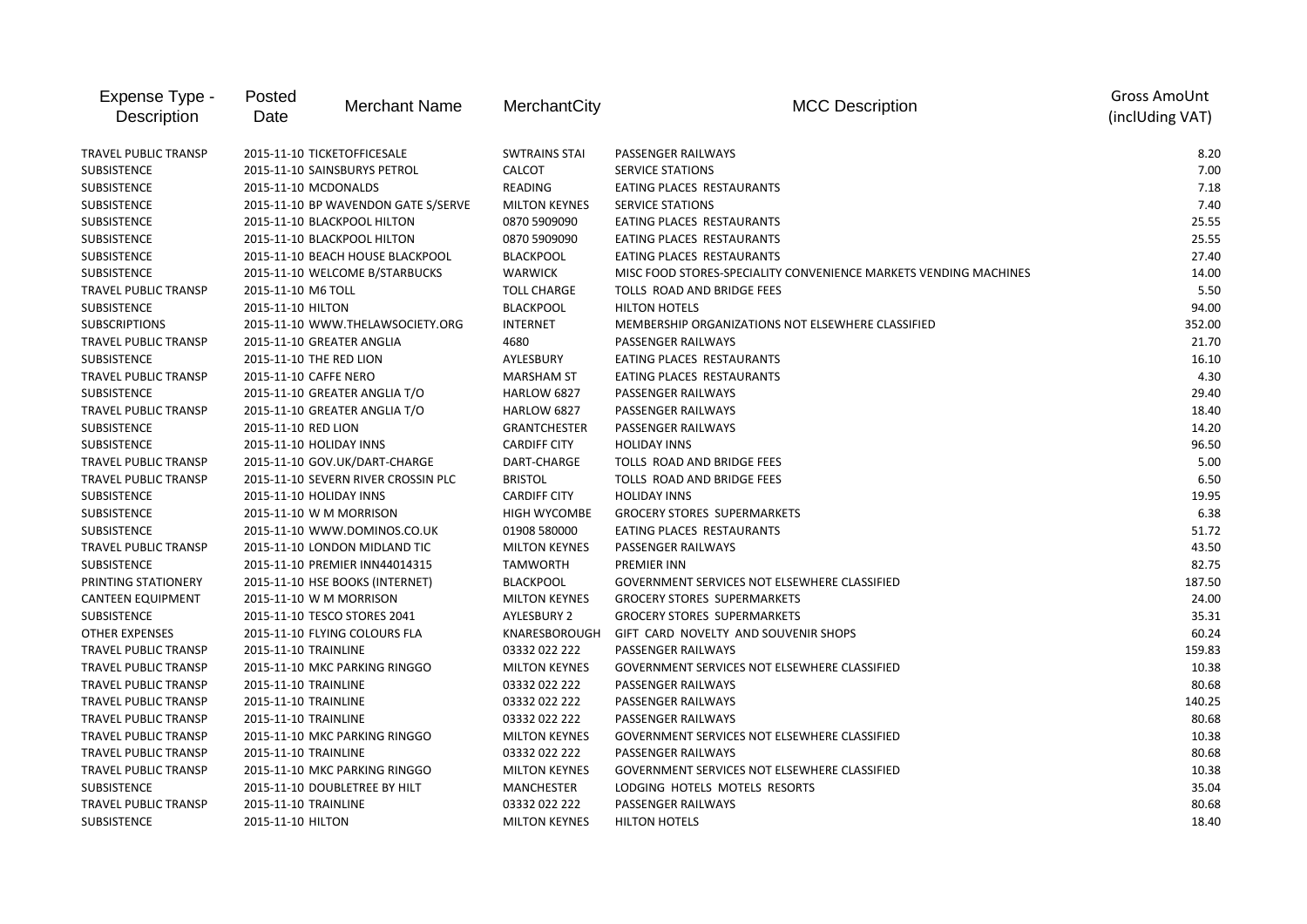| Expense Type - Description | Posted Date | Merchant Name | MerchantCity | MCC Description | Gross AmoUnt (inclUding VAT) |
|---|---|---|---|---|---|
| TRAVEL PUBLIC TRANSP | 2015-11-10 | TICKETOFFICESALE | SWTRAINS STAI | PASSENGER RAILWAYS | 8.20 |
| SUBSISTENCE | 2015-11-10 | SAINSBURYS PETROL | CALCOT | SERVICE STATIONS | 7.00 |
| SUBSISTENCE | 2015-11-10 | MCDONALDS | READING | EATING PLACES RESTAURANTS | 7.18 |
| SUBSISTENCE | 2015-11-10 | BP WAVENDON GATE S/SERVE | MILTON KEYNES | SERVICE STATIONS | 7.40 |
| SUBSISTENCE | 2015-11-10 | BLACKPOOL HILTON | 0870 5909090 | EATING PLACES RESTAURANTS | 25.55 |
| SUBSISTENCE | 2015-11-10 | BLACKPOOL HILTON | 0870 5909090 | EATING PLACES RESTAURANTS | 25.55 |
| SUBSISTENCE | 2015-11-10 | BEACH HOUSE BLACKPOOL | BLACKPOOL | EATING PLACES RESTAURANTS | 27.40 |
| SUBSISTENCE | 2015-11-10 | WELCOME B/STARBUCKS | WARWICK | MISC FOOD STORES-SPECIALITY CONVENIENCE MARKETS VENDING MACHINES | 14.00 |
| TRAVEL PUBLIC TRANSP | 2015-11-10 | M6 TOLL | TOLL CHARGE | TOLLS ROAD AND BRIDGE FEES | 5.50 |
| SUBSISTENCE | 2015-11-10 | HILTON | BLACKPOOL | HILTON HOTELS | 94.00 |
| SUBSCRIPTIONS | 2015-11-10 | WWW.THELAWSOCIETY.ORG | INTERNET | MEMBERSHIP ORGANIZATIONS NOT ELSEWHERE CLASSIFIED | 352.00 |
| TRAVEL PUBLIC TRANSP | 2015-11-10 | GREATER ANGLIA | 4680 | PASSENGER RAILWAYS | 21.70 |
| SUBSISTENCE | 2015-11-10 | THE RED LION | AYLESBURY | EATING PLACES RESTAURANTS | 16.10 |
| TRAVEL PUBLIC TRANSP | 2015-11-10 | CAFFE NERO | MARSHAM ST | EATING PLACES RESTAURANTS | 4.30 |
| SUBSISTENCE | 2015-11-10 | GREATER ANGLIA T/O | HARLOW 6827 | PASSENGER RAILWAYS | 29.40 |
| TRAVEL PUBLIC TRANSP | 2015-11-10 | GREATER ANGLIA T/O | HARLOW 6827 | PASSENGER RAILWAYS | 18.40 |
| SUBSISTENCE | 2015-11-10 | RED LION | GRANTCHESTER | PASSENGER RAILWAYS | 14.20 |
| SUBSISTENCE | 2015-11-10 | HOLIDAY INNS | CARDIFF CITY | HOLIDAY INNS | 96.50 |
| TRAVEL PUBLIC TRANSP | 2015-11-10 | GOV.UK/DART-CHARGE | DART-CHARGE | TOLLS ROAD AND BRIDGE FEES | 5.00 |
| TRAVEL PUBLIC TRANSP | 2015-11-10 | SEVERN RIVER CROSSIN PLC | BRISTOL | TOLLS ROAD AND BRIDGE FEES | 6.50 |
| SUBSISTENCE | 2015-11-10 | HOLIDAY INNS | CARDIFF CITY | HOLIDAY INNS | 19.95 |
| SUBSISTENCE | 2015-11-10 | W M MORRISON | HIGH WYCOMBE | GROCERY STORES SUPERMARKETS | 6.38 |
| SUBSISTENCE | 2015-11-10 | WWW.DOMINOS.CO.UK | 01908 580000 | EATING PLACES RESTAURANTS | 51.72 |
| TRAVEL PUBLIC TRANSP | 2015-11-10 | LONDON MIDLAND TIC | MILTON KEYNES | PASSENGER RAILWAYS | 43.50 |
| SUBSISTENCE | 2015-11-10 | PREMIER INN44014315 | TAMWORTH | PREMIER INN | 82.75 |
| PRINTING STATIONERY | 2015-11-10 | HSE BOOKS (INTERNET) | BLACKPOOL | GOVERNMENT SERVICES NOT ELSEWHERE CLASSIFIED | 187.50 |
| CANTEEN EQUIPMENT | 2015-11-10 | W M MORRISON | MILTON KEYNES | GROCERY STORES SUPERMARKETS | 24.00 |
| SUBSISTENCE | 2015-11-10 | TESCO STORES 2041 | AYLESBURY 2 | GROCERY STORES SUPERMARKETS | 35.31 |
| OTHER EXPENSES | 2015-11-10 | FLYING COLOURS FLA | KNARESBOROUGH | GIFT CARD NOVELTY AND SOUVENIR SHOPS | 60.24 |
| TRAVEL PUBLIC TRANSP | 2015-11-10 | TRAINLINE | 03332 022 222 | PASSENGER RAILWAYS | 159.83 |
| TRAVEL PUBLIC TRANSP | 2015-11-10 | MKC PARKING RINGGO | MILTON KEYNES | GOVERNMENT SERVICES NOT ELSEWHERE CLASSIFIED | 10.38 |
| TRAVEL PUBLIC TRANSP | 2015-11-10 | TRAINLINE | 03332 022 222 | PASSENGER RAILWAYS | 80.68 |
| TRAVEL PUBLIC TRANSP | 2015-11-10 | TRAINLINE | 03332 022 222 | PASSENGER RAILWAYS | 140.25 |
| TRAVEL PUBLIC TRANSP | 2015-11-10 | TRAINLINE | 03332 022 222 | PASSENGER RAILWAYS | 80.68 |
| TRAVEL PUBLIC TRANSP | 2015-11-10 | MKC PARKING RINGGO | MILTON KEYNES | GOVERNMENT SERVICES NOT ELSEWHERE CLASSIFIED | 10.38 |
| TRAVEL PUBLIC TRANSP | 2015-11-10 | TRAINLINE | 03332 022 222 | PASSENGER RAILWAYS | 80.68 |
| TRAVEL PUBLIC TRANSP | 2015-11-10 | MKC PARKING RINGGO | MILTON KEYNES | GOVERNMENT SERVICES NOT ELSEWHERE CLASSIFIED | 10.38 |
| SUBSISTENCE | 2015-11-10 | DOUBLETREE BY HILT | MANCHESTER | LODGING HOTELS MOTELS RESORTS | 35.04 |
| TRAVEL PUBLIC TRANSP | 2015-11-10 | TRAINLINE | 03332 022 222 | PASSENGER RAILWAYS | 80.68 |
| SUBSISTENCE | 2015-11-10 | HILTON | MILTON KEYNES | HILTON HOTELS | 18.40 |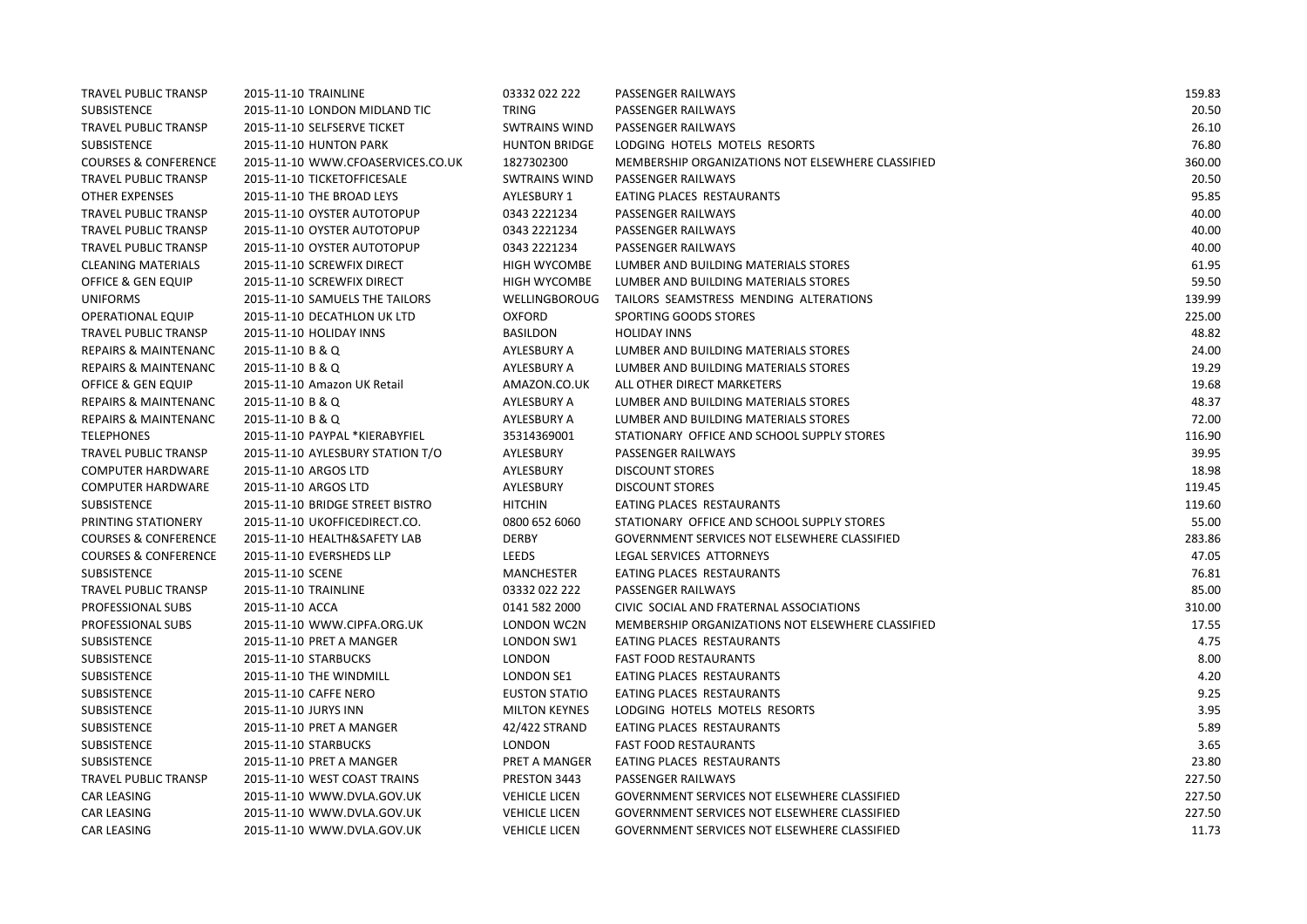| | | | | | |
|---|---|---|---|---|---|
| TRAVEL PUBLIC TRANSP | 2015-11-10 | TRAINLINE | 03332 022 222 | PASSENGER RAILWAYS | 159.83 |
| SUBSISTENCE | 2015-11-10 | LONDON MIDLAND TIC | TRING | PASSENGER RAILWAYS | 20.50 |
| TRAVEL PUBLIC TRANSP | 2015-11-10 | SELFSERVE TICKET | SWTRAINS WIND | PASSENGER RAILWAYS | 26.10 |
| SUBSISTENCE | 2015-11-10 | HUNTON PARK | HUNTON BRIDGE | LODGING HOTELS MOTELS RESORTS | 76.80 |
| COURSES & CONFERENCE | 2015-11-10 | WWW.CFOASERVICES.CO.UK | 1827302300 | MEMBERSHIP ORGANIZATIONS NOT ELSEWHERE CLASSIFIED | 360.00 |
| TRAVEL PUBLIC TRANSP | 2015-11-10 | TICKETOFFICESALE | SWTRAINS WIND | PASSENGER RAILWAYS | 20.50 |
| OTHER EXPENSES | 2015-11-10 | THE BROAD LEYS | AYLESBURY 1 | EATING PLACES RESTAURANTS | 95.85 |
| TRAVEL PUBLIC TRANSP | 2015-11-10 | OYSTER AUTOTOPUP | 0343 2221234 | PASSENGER RAILWAYS | 40.00 |
| TRAVEL PUBLIC TRANSP | 2015-11-10 | OYSTER AUTOTOPUP | 0343 2221234 | PASSENGER RAILWAYS | 40.00 |
| TRAVEL PUBLIC TRANSP | 2015-11-10 | OYSTER AUTOTOPUP | 0343 2221234 | PASSENGER RAILWAYS | 40.00 |
| CLEANING MATERIALS | 2015-11-10 | SCREWFIX DIRECT | HIGH WYCOMBE | LUMBER AND BUILDING MATERIALS STORES | 61.95 |
| OFFICE & GEN EQUIP | 2015-11-10 | SCREWFIX DIRECT | HIGH WYCOMBE | LUMBER AND BUILDING MATERIALS STORES | 59.50 |
| UNIFORMS | 2015-11-10 | SAMUELS THE TAILORS | WELLINGBOROUG | TAILORS SEAMSTRESS MENDING ALTERATIONS | 139.99 |
| OPERATIONAL EQUIP | 2015-11-10 | DECATHLON UK LTD | OXFORD | SPORTING GOODS STORES | 225.00 |
| TRAVEL PUBLIC TRANSP | 2015-11-10 | HOLIDAY INNS | BASILDON | HOLIDAY INNS | 48.82 |
| REPAIRS & MAINTENANC | 2015-11-10 | B & Q | AYLESBURY A | LUMBER AND BUILDING MATERIALS STORES | 24.00 |
| REPAIRS & MAINTENANC | 2015-11-10 | B & Q | AYLESBURY A | LUMBER AND BUILDING MATERIALS STORES | 19.29 |
| OFFICE & GEN EQUIP | 2015-11-10 | Amazon UK Retail | AMAZON.CO.UK | ALL OTHER DIRECT MARKETERS | 19.68 |
| REPAIRS & MAINTENANC | 2015-11-10 | B & Q | AYLESBURY A | LUMBER AND BUILDING MATERIALS STORES | 48.37 |
| REPAIRS & MAINTENANC | 2015-11-10 | B & Q | AYLESBURY A | LUMBER AND BUILDING MATERIALS STORES | 72.00 |
| TELEPHONES | 2015-11-10 | PAYPAL *KIERABYFIEL | 35314369001 | STATIONARY OFFICE AND SCHOOL SUPPLY STORES | 116.90 |
| TRAVEL PUBLIC TRANSP | 2015-11-10 | AYLESBURY STATION T/O | AYLESBURY | PASSENGER RAILWAYS | 39.95 |
| COMPUTER HARDWARE | 2015-11-10 | ARGOS LTD | AYLESBURY | DISCOUNT STORES | 18.98 |
| COMPUTER HARDWARE | 2015-11-10 | ARGOS LTD | AYLESBURY | DISCOUNT STORES | 119.45 |
| SUBSISTENCE | 2015-11-10 | BRIDGE STREET BISTRO | HITCHIN | EATING PLACES RESTAURANTS | 119.60 |
| PRINTING STATIONERY | 2015-11-10 | UKOFFICEDIRECT.CO. | 0800 652 6060 | STATIONARY OFFICE AND SCHOOL SUPPLY STORES | 55.00 |
| COURSES & CONFERENCE | 2015-11-10 | HEALTH&SAFETY LAB | DERBY | GOVERNMENT SERVICES NOT ELSEWHERE CLASSIFIED | 283.86 |
| COURSES & CONFERENCE | 2015-11-10 | EVERSHEDS LLP | LEEDS | LEGAL SERVICES ATTORNEYS | 47.05 |
| SUBSISTENCE | 2015-11-10 | SCENE | MANCHESTER | EATING PLACES RESTAURANTS | 76.81 |
| TRAVEL PUBLIC TRANSP | 2015-11-10 | TRAINLINE | 03332 022 222 | PASSENGER RAILWAYS | 85.00 |
| PROFESSIONAL SUBS | 2015-11-10 | ACCA | 0141 582 2000 | CIVIC SOCIAL AND FRATERNAL ASSOCIATIONS | 310.00 |
| PROFESSIONAL SUBS | 2015-11-10 | WWW.CIPFA.ORG.UK | LONDON WC2N | MEMBERSHIP ORGANIZATIONS NOT ELSEWHERE CLASSIFIED | 17.55 |
| SUBSISTENCE | 2015-11-10 | PRET A MANGER | LONDON SW1 | EATING PLACES RESTAURANTS | 4.75 |
| SUBSISTENCE | 2015-11-10 | STARBUCKS | LONDON | FAST FOOD RESTAURANTS | 8.00 |
| SUBSISTENCE | 2015-11-10 | THE WINDMILL | LONDON SE1 | EATING PLACES RESTAURANTS | 4.20 |
| SUBSISTENCE | 2015-11-10 | CAFFE NERO | EUSTON STATIO | EATING PLACES RESTAURANTS | 9.25 |
| SUBSISTENCE | 2015-11-10 | JURYS INN | MILTON KEYNES | LODGING HOTELS MOTELS RESORTS | 3.95 |
| SUBSISTENCE | 2015-11-10 | PRET A MANGER | 42/422 STRAND | EATING PLACES RESTAURANTS | 5.89 |
| SUBSISTENCE | 2015-11-10 | STARBUCKS | LONDON | FAST FOOD RESTAURANTS | 3.65 |
| SUBSISTENCE | 2015-11-10 | PRET A MANGER | PRET A MANGER | EATING PLACES RESTAURANTS | 23.80 |
| TRAVEL PUBLIC TRANSP | 2015-11-10 | WEST COAST TRAINS | PRESTON 3443 | PASSENGER RAILWAYS | 227.50 |
| CAR LEASING | 2015-11-10 | WWW.DVLA.GOV.UK | VEHICLE LICEN | GOVERNMENT SERVICES NOT ELSEWHERE CLASSIFIED | 227.50 |
| CAR LEASING | 2015-11-10 | WWW.DVLA.GOV.UK | VEHICLE LICEN | GOVERNMENT SERVICES NOT ELSEWHERE CLASSIFIED | 227.50 |
| CAR LEASING | 2015-11-10 | WWW.DVLA.GOV.UK | VEHICLE LICEN | GOVERNMENT SERVICES NOT ELSEWHERE CLASSIFIED | 11.73 |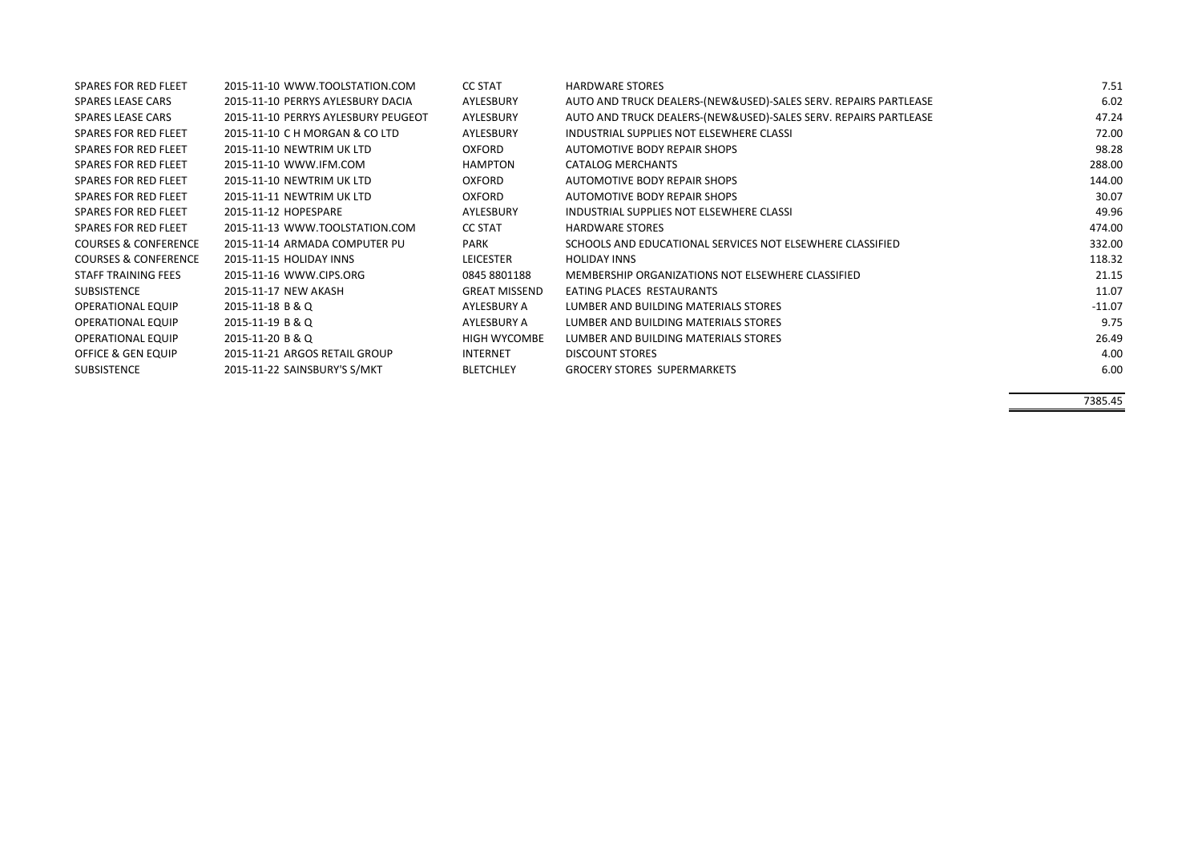| | | | | |
|---|---|---|---|---|
| SPARES FOR RED FLEET | 2015-11-10 WWW.TOOLSTATION.COM | CC STAT | HARDWARE STORES | 7.51 |
| SPARES LEASE CARS | 2015-11-10 PERRYS AYLESBURY DACIA | AYLESBURY | AUTO AND TRUCK DEALERS-(NEW&USED)-SALES SERV. REPAIRS PARTLEASE | 6.02 |
| SPARES LEASE CARS | 2015-11-10 PERRYS AYLESBURY PEUGEOT | AYLESBURY | AUTO AND TRUCK DEALERS-(NEW&USED)-SALES SERV. REPAIRS PARTLEASE | 47.24 |
| SPARES FOR RED FLEET | 2015-11-10 C H MORGAN & CO LTD | AYLESBURY | INDUSTRIAL SUPPLIES NOT ELSEWHERE CLASSI | 72.00 |
| SPARES FOR RED FLEET | 2015-11-10 NEWTRIM UK LTD | OXFORD | AUTOMOTIVE BODY REPAIR SHOPS | 98.28 |
| SPARES FOR RED FLEET | 2015-11-10 WWW.IFM.COM | HAMPTON | CATALOG MERCHANTS | 288.00 |
| SPARES FOR RED FLEET | 2015-11-10 NEWTRIM UK LTD | OXFORD | AUTOMOTIVE BODY REPAIR SHOPS | 144.00 |
| SPARES FOR RED FLEET | 2015-11-11 NEWTRIM UK LTD | OXFORD | AUTOMOTIVE BODY REPAIR SHOPS | 30.07 |
| SPARES FOR RED FLEET | 2015-11-12 HOPESPARE | AYLESBURY | INDUSTRIAL SUPPLIES NOT ELSEWHERE CLASSI | 49.96 |
| SPARES FOR RED FLEET | 2015-11-13 WWW.TOOLSTATION.COM | CC STAT | HARDWARE STORES | 474.00 |
| COURSES & CONFERENCE | 2015-11-14 ARMADA COMPUTER PU | PARK | SCHOOLS AND EDUCATIONAL SERVICES NOT ELSEWHERE CLASSIFIED | 332.00 |
| COURSES & CONFERENCE | 2015-11-15 HOLIDAY INNS | LEICESTER | HOLIDAY INNS | 118.32 |
| STAFF TRAINING FEES | 2015-11-16 WWW.CIPS.ORG | 0845 8801188 | MEMBERSHIP ORGANIZATIONS NOT ELSEWHERE CLASSIFIED | 21.15 |
| SUBSISTENCE | 2015-11-17 NEW AKASH | GREAT MISSEND | EATING PLACES RESTAURANTS | 11.07 |
| OPERATIONAL EQUIP | 2015-11-18 B & Q | AYLESBURY A | LUMBER AND BUILDING MATERIALS STORES | -11.07 |
| OPERATIONAL EQUIP | 2015-11-19 B & Q | AYLESBURY A | LUMBER AND BUILDING MATERIALS STORES | 9.75 |
| OPERATIONAL EQUIP | 2015-11-20 B & Q | HIGH WYCOMBE | LUMBER AND BUILDING MATERIALS STORES | 26.49 |
| OFFICE & GEN EQUIP | 2015-11-21 ARGOS RETAIL GROUP | INTERNET | DISCOUNT STORES | 4.00 |
| SUBSISTENCE | 2015-11-22 SAINSBURY'S S/MKT | BLETCHLEY | GROCERY STORES SUPERMARKETS | 6.00 |
| | | | | 7385.45 |